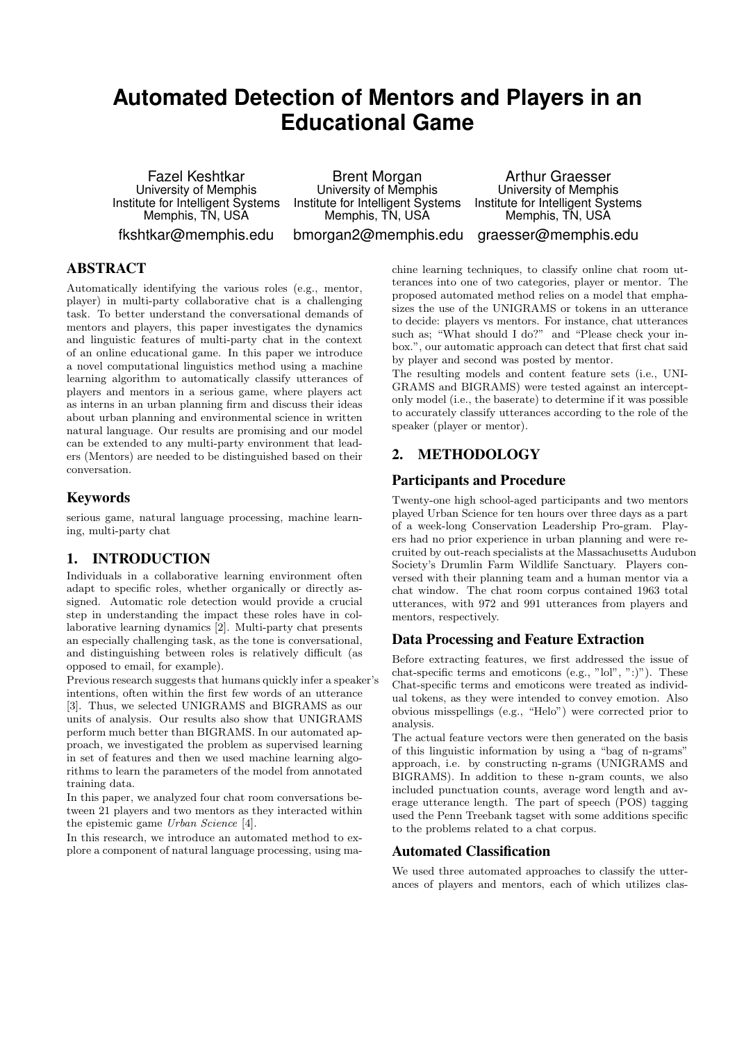# Automated Detection of Mentors and Players in an Educational Game

Fazel Keshtkar
University of Memphis
Institute for Intelligent Systems
Memphis, TN, USA
fkshtkar@memphis.edu

Brent Morgan
University of Memphis
Institute for Intelligent Systems
Memphis, TN, USA
bmorgan2@memphis.edu

Arthur Graesser
University of Memphis
Institute for Intelligent Systems
Memphis, TN, USA
graesser@memphis.edu

## ABSTRACT

Automatically identifying the various roles (e.g., mentor, player) in multi-party collaborative chat is a challenging task. To better understand the conversational demands of mentors and players, this paper investigates the dynamics and linguistic features of multi-party chat in the context of an online educational game. In this paper we introduce a novel computational linguistics method using a machine learning algorithm to automatically classify utterances of players and mentors in a serious game, where players act as interns in an urban planning firm and discuss their ideas about urban planning and environmental science in written natural language. Our results are promising and our model can be extended to any multi-party environment that leaders (Mentors) are needed to be distinguished based on their conversation.

## Keywords

serious game, natural language processing, machine learning, multi-party chat

## 1. INTRODUCTION

Individuals in a collaborative learning environment often adapt to specific roles, whether organically or directly assigned. Automatic role detection would provide a crucial step in understanding the impact these roles have in collaborative learning dynamics [2]. Multi-party chat presents an especially challenging task, as the tone is conversational, and distinguishing between roles is relatively difficult (as opposed to email, for example).

Previous research suggests that humans quickly infer a speaker's intentions, often within the first few words of an utterance [3]. Thus, we selected UNIGRAMS and BIGRAMS as our units of analysis. Our results also show that UNIGRAMS perform much better than BIGRAMS. In our automated approach, we investigated the problem as supervised learning in set of features and then we used machine learning algorithms to learn the parameters of the model from annotated training data.

In this paper, we analyzed four chat room conversations between 21 players and two mentors as they interacted within the epistemic game *Urban Science* [4].

In this research, we introduce an automated method to explore a component of natural language processing, using machine learning techniques, to classify online chat room utterances into one of two categories, player or mentor. The proposed automated method relies on a model that emphasizes the use of the UNIGRAMS or tokens in an utterance to decide: players vs mentors. For instance, chat utterances such as; "What should I do?" and "Please check your inbox.", our automatic approach can detect that first chat said by player and second was posted by mentor.

The resulting models and content feature sets (i.e., UNIGRAMS and BIGRAMS) were tested against an intercept-only model (i.e., the baserate) to determine if it was possible to accurately classify utterances according to the role of the speaker (player or mentor).

## 2. METHODOLOGY

### Participants and Procedure

Twenty-one high school-aged participants and two mentors played Urban Science for ten hours over three days as a part of a week-long Conservation Leadership Pro-gram. Players had no prior experience in urban planning and were recruited by out-reach specialists at the Massachusetts Audubon Society's Drumlin Farm Wildlife Sanctuary. Players conversed with their planning team and a human mentor via a chat window. The chat room corpus contained 1963 total utterances, with 972 and 991 utterances from players and mentors, respectively.

### Data Processing and Feature Extraction

Before extracting features, we first addressed the issue of chat-specific terms and emoticons (e.g., "lol", ":)"). These Chat-specific terms and emoticons were treated as individual tokens, as they were intended to convey emotion. Also obvious misspellings (e.g., "Helo") were corrected prior to analysis.

The actual feature vectors were then generated on the basis of this linguistic information by using a "bag of n-grams" approach, i.e. by constructing n-grams (UNIGRAMS and BIGRAMS). In addition to these n-gram counts, we also included punctuation counts, average word length and average utterance length. The part of speech (POS) tagging used the Penn Treebank tagset with some additions specific to the problems related to a chat corpus.

### Automated Classification

We used three automated approaches to classify the utterances of players and mentors, each of which utilizes clas-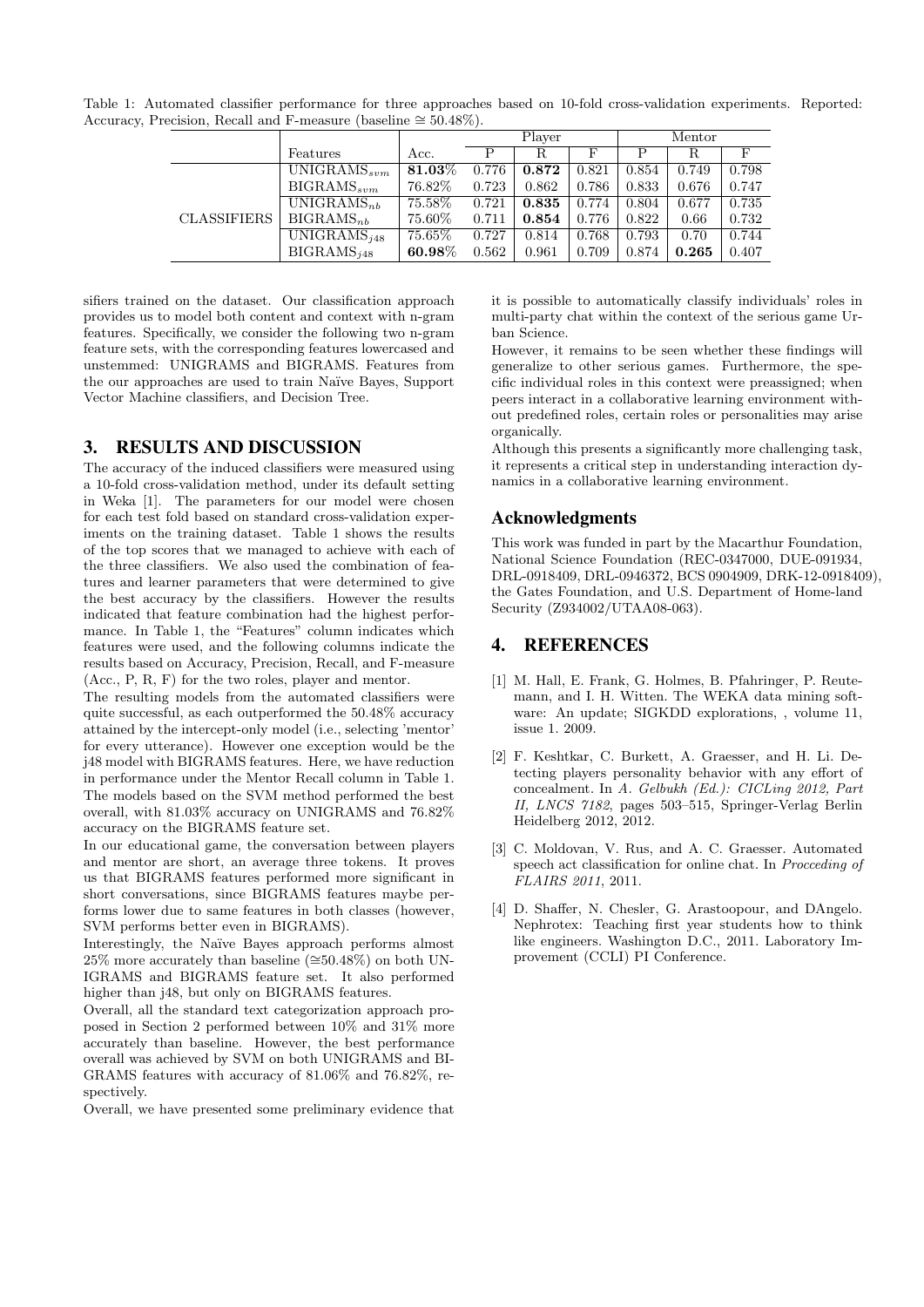Table 1: Automated classifier performance for three approaches based on 10-fold cross-validation experiments. Reported: Accuracy, Precision, Recall and F-measure (baseline ≅ 50.48%).

| | Features | Acc. | Player | | | Mentor | | |
|---|---|---|---|---|---|---|---|---|
| | | | P | R | F | P | R | F |
| CLASSIFIERS | $\text{UNIGRAMS}_{svm}$ | **81.03%** | 0.776 | **0.872** | 0.821 | 0.854 | 0.749 | 0.798 |
| | $\text{BIGRAMS}_{svm}$ | 76.82% | 0.723 | 0.862 | 0.786 | 0.833 | 0.676 | 0.747 |
| | $\text{UNIGRAMS}_{nb}$ | 75.58% | 0.721 | **0.835** | 0.774 | 0.804 | 0.677 | 0.735 |
| | $\text{BIGRAMS}_{nb}$ | 75.60% | 0.711 | **0.854** | 0.776 | 0.822 | 0.66 | 0.732 |
| | $\text{UNIGRAMS}_{j48}$ | 75.65% | 0.727 | 0.814 | 0.768 | 0.793 | 0.70 | 0.744 |
| | $\text{BIGRAMS}_{j48}$ | **60.98%** | 0.562 | 0.961 | 0.709 | 0.874 | **0.265** | 0.407 |

sifiers trained on the dataset. Our classification approach provides us to model both content and context with n-gram features. Specifically, we consider the following two n-gram feature sets, with the corresponding features lowercased and unstemmed: UNIGRAMS and BIGRAMS. Features from the our approaches are used to train Naïve Bayes, Support Vector Machine classifiers, and Decision Tree.

## 3. RESULTS AND DISCUSSION

The accuracy of the induced classifiers were measured using a 10-fold cross-validation method, under its default setting in Weka [1]. The parameters for our model were chosen for each test fold based on standard cross-validation experiments on the training dataset. Table 1 shows the results of the top scores that we managed to achieve with each of the three classifiers. We also used the combination of features and learner parameters that were determined to give the best accuracy by the classifiers. However the results indicated that feature combination had the highest performance. In Table 1, the "Features" column indicates which features were used, and the following columns indicate the results based on Accuracy, Precision, Recall, and F-measure (Acc., P, R, F) for the two roles, player and mentor.

The resulting models from the automated classifiers were quite successful, as each outperformed the 50.48% accuracy attained by the intercept-only model (i.e., selecting 'mentor' for every utterance). However one exception would be the j48 model with BIGRAMS features. Here, we have reduction in performance under the Mentor Recall column in Table 1. The models based on the SVM method performed the best overall, with 81.03% accuracy on UNIGRAMS and 76.82% accuracy on the BIGRAMS feature set.

In our educational game, the conversation between players and mentor are short, an average three tokens. It proves us that BIGRAMS features performed more significant in short conversations, since BIGRAMS features maybe performs lower due to same features in both classes (however, SVM performs better even in BIGRAMS).

Interestingly, the Naïve Bayes approach performs almost 25% more accurately than baseline (≅50.48%) on both UNIGRAMS and BIGRAMS feature set. It also performed higher than j48, but only on BIGRAMS features.

Overall, all the standard text categorization approach proposed in Section 2 performed between 10% and 31% more accurately than baseline. However, the best performance overall was achieved by SVM on both UNIGRAMS and BIGRAMS features with accuracy of 81.06% and 76.82%, respectively.

Overall, we have presented some preliminary evidence that it is possible to automatically classify individuals' roles in multi-party chat within the context of the serious game Urban Science.

However, it remains to be seen whether these findings will generalize to other serious games. Furthermore, the specific individual roles in this context were preassigned; when peers interact in a collaborative learning environment without predefined roles, certain roles or personalities may arise organically.

Although this presents a significantly more challenging task, it represents a critical step in understanding interaction dynamics in a collaborative learning environment.

## Acknowledgments

This work was funded in part by the Macarthur Foundation, National Science Foundation (REC-0347000, DUE-091934, DRL-0918409, DRL-0946372, BCS 0904909, DRK-12-0918409), the Gates Foundation, and U.S. Department of Home-land Security (Z934002/UTAA08-063).

## 4. REFERENCES

[1] M. Hall, E. Frank, G. Holmes, B. Pfahringer, P. Reutemann, and I. H. Witten. The WEKA data mining software: An update; SIGKDD explorations, , volume 11, issue 1. 2009.

[2] F. Keshtkar, C. Burkett, A. Graesser, and H. Li. Detecting players personality behavior with any effort of concealment. In *A. Gelbukh (Ed.): CICLing 2012, Part II, LNCS 7182*, pages 503–515, Springer-Verlag Berlin Heidelberg 2012, 2012.

[3] C. Moldovan, V. Rus, and A. C. Graesser. Automated speech act classification for online chat. In *Procceding of FLAIRS 2011*, 2011.

[4] D. Shaffer, N. Chesler, G. Arastoopour, and DAngelo. Nephrotex: Teaching first year students how to think like engineers. Washington D.C., 2011. Laboratory Improvement (CCLI) PI Conference.